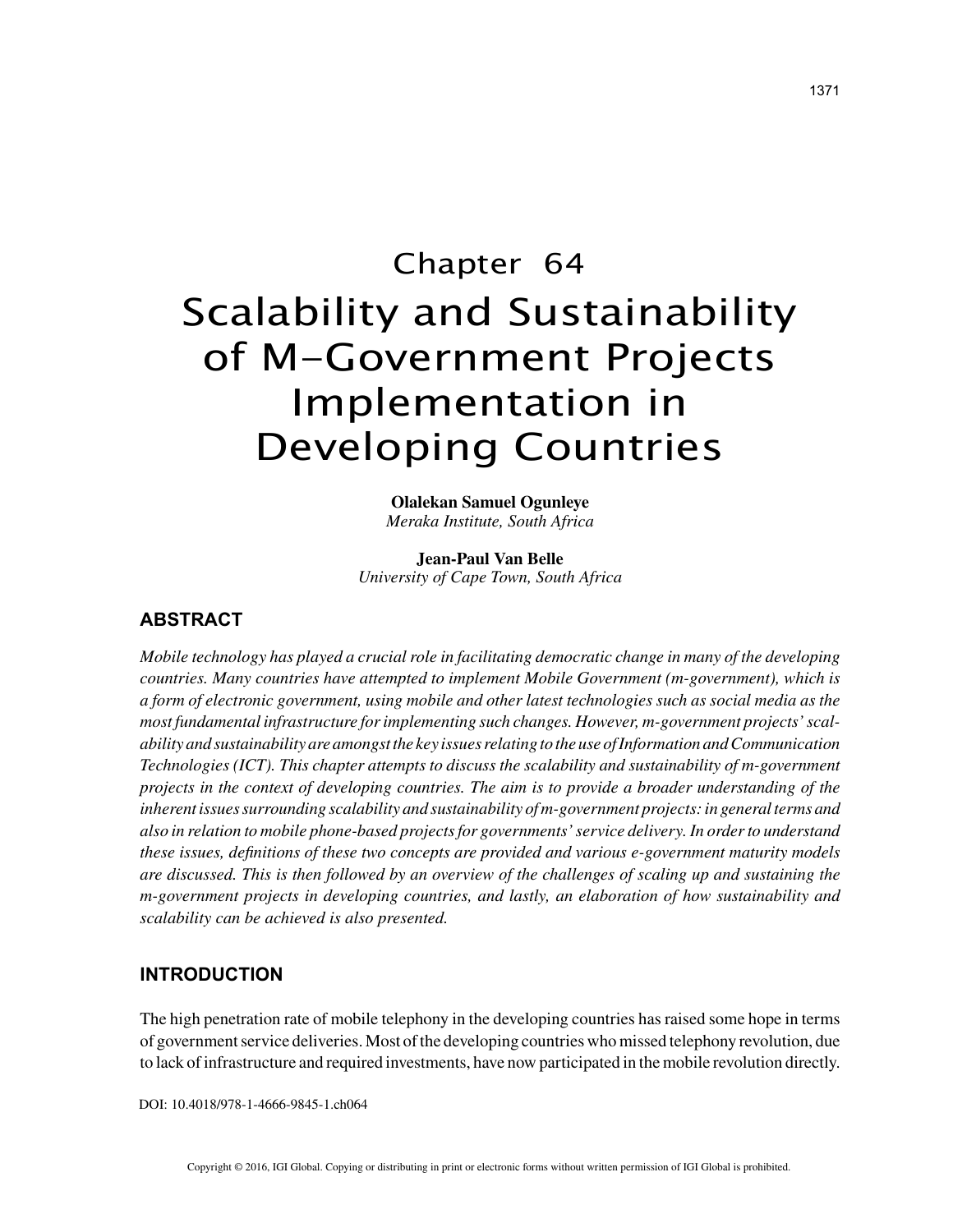# Chapter 64

# Scalability and Sustainability of M-Government Projects Implementation in Developing Countries

**Olalekan Samuel Ogunleye**
*Meraka Institute, South Africa*

**Jean-Paul Van Belle**
*University of Cape Town, South Africa*

## ABSTRACT

*Mobile technology has played a crucial role in facilitating democratic change in many of the developing countries. Many countries have attempted to implement Mobile Government (m-government), which is a form of electronic government, using mobile and other latest technologies such as social media as the most fundamental infrastructure for implementing such changes. However, m-government projects' scalability and sustainability are amongst the key issues relating to the use of Information and Communication Technologies (ICT). This chapter attempts to discuss the scalability and sustainability of m-government projects in the context of developing countries. The aim is to provide a broader understanding of the inherent issues surrounding scalability and sustainability of m-government projects: in general terms and also in relation to mobile phone-based projects for governments' service delivery. In order to understand these issues, definitions of these two concepts are provided and various e-government maturity models are discussed. This is then followed by an overview of the challenges of scaling up and sustaining the m-government projects in developing countries, and lastly, an elaboration of how sustainability and scalability can be achieved is also presented.*

## INTRODUCTION

The high penetration rate of mobile telephony in the developing countries has raised some hope in terms of government service deliveries. Most of the developing countries who missed telephony revolution, due to lack of infrastructure and required investments, have now participated in the mobile revolution directly.

DOI: 10.4018/978-1-4666-9845-1.ch064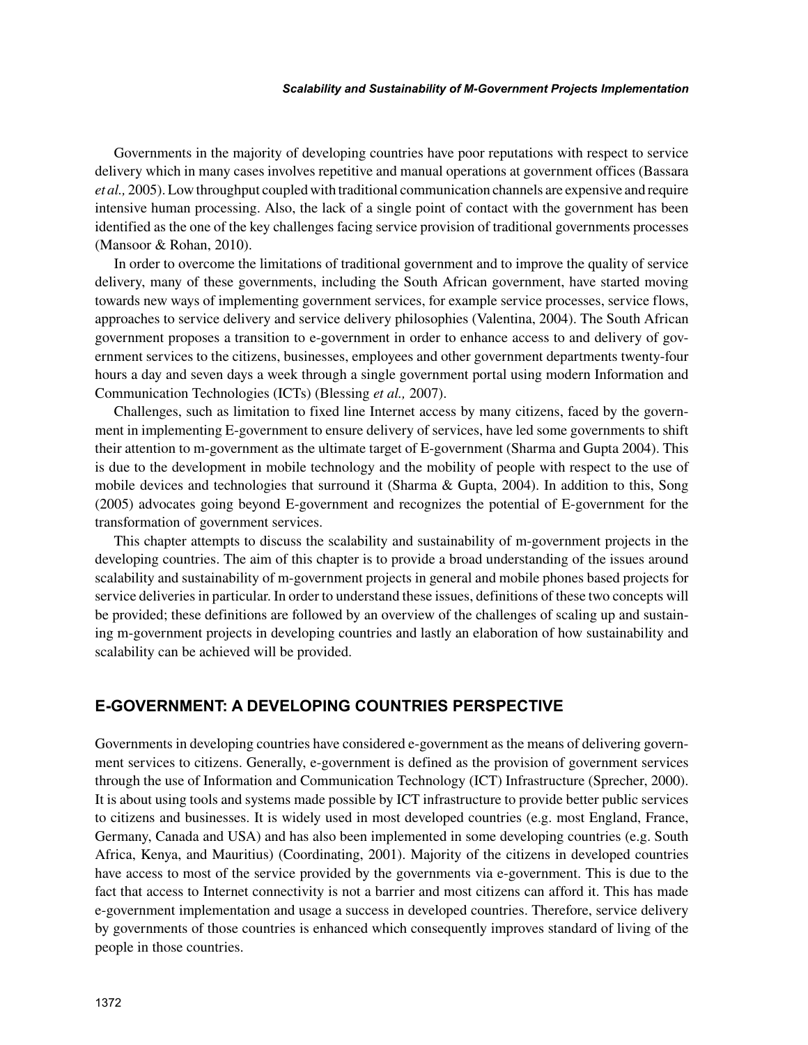Governments in the majority of developing countries have poor reputations with respect to service delivery which in many cases involves repetitive and manual operations at government offices (Bassara *et al.,* 2005). Low throughput coupled with traditional communication channels are expensive and require intensive human processing. Also, the lack of a single point of contact with the government has been identified as the one of the key challenges facing service provision of traditional governments processes (Mansoor & Rohan, 2010).

In order to overcome the limitations of traditional government and to improve the quality of service delivery, many of these governments, including the South African government, have started moving towards new ways of implementing government services, for example service processes, service flows, approaches to service delivery and service delivery philosophies (Valentina, 2004). The South African government proposes a transition to e-government in order to enhance access to and delivery of government services to the citizens, businesses, employees and other government departments twenty-four hours a day and seven days a week through a single government portal using modern Information and Communication Technologies (ICTs) (Blessing *et al.,* 2007).

Challenges, such as limitation to fixed line Internet access by many citizens, faced by the government in implementing E-government to ensure delivery of services, have led some governments to shift their attention to m-government as the ultimate target of E-government (Sharma and Gupta 2004). This is due to the development in mobile technology and the mobility of people with respect to the use of mobile devices and technologies that surround it (Sharma & Gupta, 2004). In addition to this, Song (2005) advocates going beyond E-government and recognizes the potential of E-government for the transformation of government services.

This chapter attempts to discuss the scalability and sustainability of m-government projects in the developing countries. The aim of this chapter is to provide a broad understanding of the issues around scalability and sustainability of m-government projects in general and mobile phones based projects for service deliveries in particular. In order to understand these issues, definitions of these two concepts will be provided; these definitions are followed by an overview of the challenges of scaling up and sustaining m-government projects in developing countries and lastly an elaboration of how sustainability and scalability can be achieved will be provided.

## E-GOVERNMENT: A DEVELOPING COUNTRIES PERSPECTIVE

Governments in developing countries have considered e-government as the means of delivering government services to citizens. Generally, e-government is defined as the provision of government services through the use of Information and Communication Technology (ICT) Infrastructure (Sprecher, 2000). It is about using tools and systems made possible by ICT infrastructure to provide better public services to citizens and businesses. It is widely used in most developed countries (e.g. most England, France, Germany, Canada and USA) and has also been implemented in some developing countries (e.g. South Africa, Kenya, and Mauritius) (Coordinating, 2001). Majority of the citizens in developed countries have access to most of the service provided by the governments via e-government. This is due to the fact that access to Internet connectivity is not a barrier and most citizens can afford it. This has made e-government implementation and usage a success in developed countries. Therefore, service delivery by governments of those countries is enhanced which consequently improves standard of living of the people in those countries.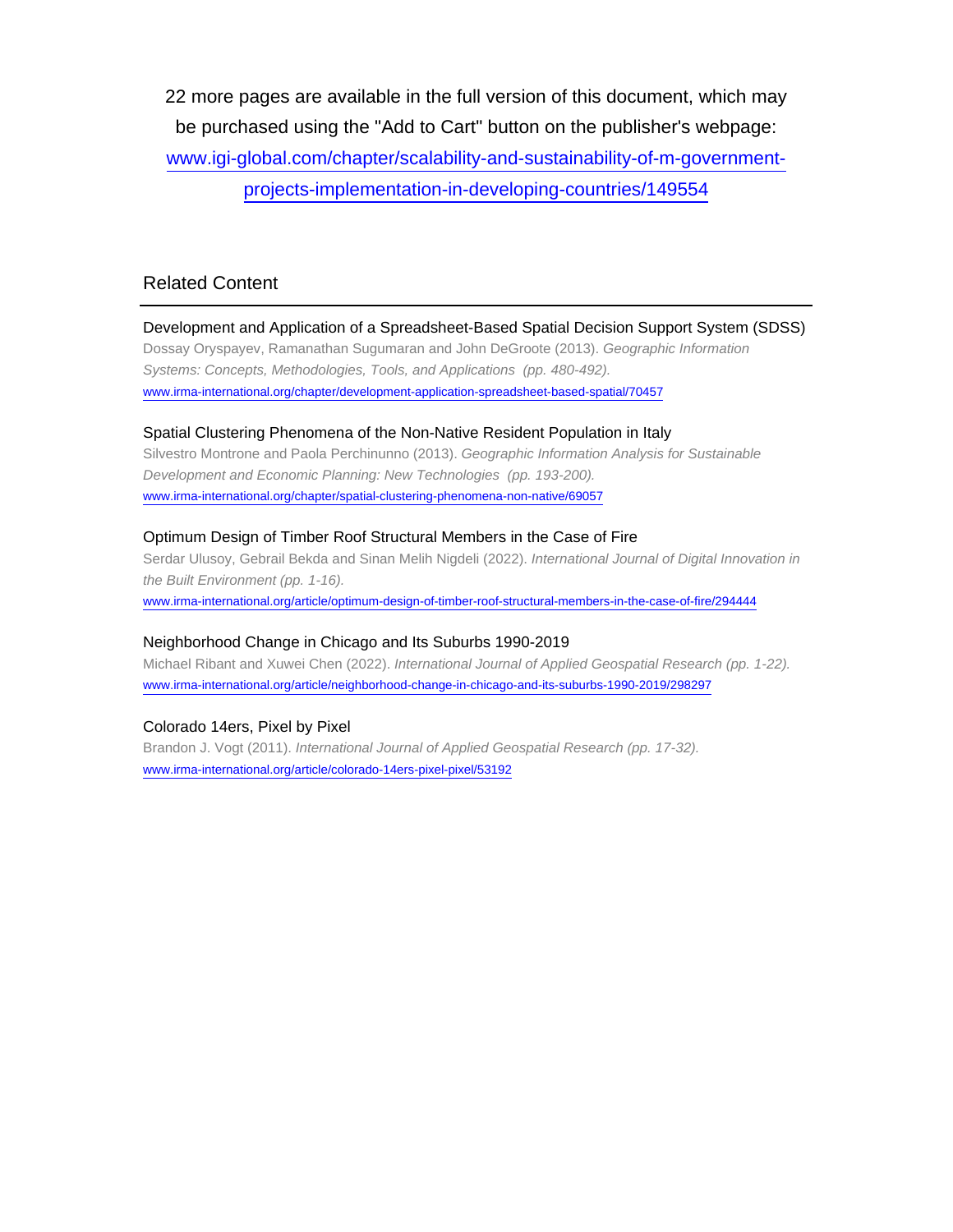22 more pages are available in the full version of this document, which may be purchased using the "Add to Cart" button on the publisher's webpage: www.igi-global.com/chapter/scalability-and-sustainability-of-m-government-projects-implementation-in-developing-countries/149554

## Related Content

Development and Application of a Spreadsheet-Based Spatial Decision Support System (SDSS)
Dossay Oryspayev, Ramanathan Sugumaran and John DeGroote (2013). *Geographic Information Systems: Concepts, Methodologies, Tools, and Applications (pp. 480-492).*
www.irma-international.org/chapter/development-application-spreadsheet-based-spatial/70457

Spatial Clustering Phenomena of the Non-Native Resident Population in Italy
Silvestro Montrone and Paola Perchinunno (2013). *Geographic Information Analysis for Sustainable Development and Economic Planning: New Technologies (pp. 193-200).*
www.irma-international.org/chapter/spatial-clustering-phenomena-non-native/69057

Optimum Design of Timber Roof Structural Members in the Case of Fire
Serdar Ulusoy, Gebrail Bekda and Sinan Melih Nigdeli (2022). *International Journal of Digital Innovation in the Built Environment (pp. 1-16).*
www.irma-international.org/article/optimum-design-of-timber-roof-structural-members-in-the-case-of-fire/294444

Neighborhood Change in Chicago and Its Suburbs 1990-2019
Michael Ribant and Xuwei Chen (2022). *International Journal of Applied Geospatial Research (pp. 1-22).*
www.irma-international.org/article/neighborhood-change-in-chicago-and-its-suburbs-1990-2019/298297

Colorado 14ers, Pixel by Pixel
Brandon J. Vogt (2011). *International Journal of Applied Geospatial Research (pp. 17-32).*
www.irma-international.org/article/colorado-14ers-pixel-pixel/53192